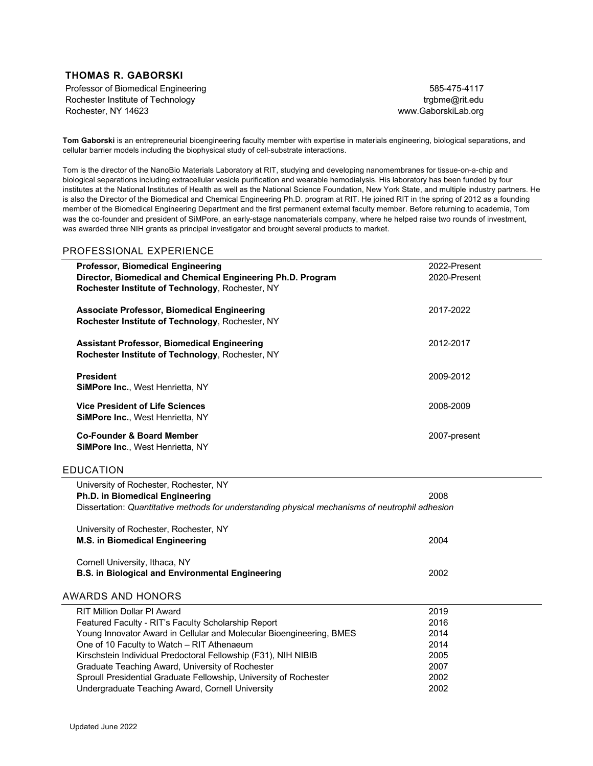# THOMAS R. GABORSKI

Professor of Biomedical Engineering
Rochester Institute of Technology
Rochester, NY 14623

585-475-4117
trgbme@rit.edu
www.GaborskiLab.org

**Tom Gaborski** is an entrepreneurial bioengineering faculty member with expertise in materials engineering, biological separations, and cellular barrier models including the biophysical study of cell-substrate interactions.

Tom is the director of the NanoBio Materials Laboratory at RIT, studying and developing nanomembranes for tissue-on-a-chip and biological separations including extracellular vesicle purification and wearable hemodialysis. His laboratory has been funded by four institutes at the National Institutes of Health as well as the National Science Foundation, New York State, and multiple industry partners. He is also the Director of the Biomedical and Chemical Engineering Ph.D. program at RIT. He joined RIT in the spring of 2012 as a founding member of the Biomedical Engineering Department and the first permanent external faculty member. Before returning to academia, Tom was the co-founder and president of SiMPore, an early-stage nanomaterials company, where he helped raise two rounds of investment, was awarded three NIH grants as principal investigator and brought several products to market.

## PROFESSIONAL EXPERIENCE

**Professor, Biomedical Engineering** — 2022-Present
**Director, Biomedical and Chemical Engineering Ph.D. Program** — 2020-Present
**Rochester Institute of Technology**, Rochester, NY

**Associate Professor, Biomedical Engineering** — 2017-2022
**Rochester Institute of Technology**, Rochester, NY

**Assistant Professor, Biomedical Engineering** — 2012-2017
**Rochester Institute of Technology**, Rochester, NY

**President** — 2009-2012
**SiMPore Inc.**, West Henrietta, NY

**Vice President of Life Sciences** — 2008-2009
**SiMPore Inc.**, West Henrietta, NY

**Co-Founder & Board Member** — 2007-present
**SiMPore Inc**., West Henrietta, NY

## EDUCATION

University of Rochester, Rochester, NY
**Ph.D. in Biomedical Engineering** — 2008
Dissertation: *Quantitative methods for understanding physical mechanisms of neutrophil adhesion*

University of Rochester, Rochester, NY
**M.S. in Biomedical Engineering** — 2004

Cornell University, Ithaca, NY
**B.S. in Biological and Environmental Engineering** — 2002

## AWARDS AND HONORS

| Award | Year |
|---|---|
| RIT Million Dollar PI Award | 2019 |
| Featured Faculty - RIT's Faculty Scholarship Report | 2016 |
| Young Innovator Award in Cellular and Molecular Bioengineering, BMES | 2014 |
| One of 10 Faculty to Watch – RIT Athenaeum | 2014 |
| Kirschstein Individual Predoctoral Fellowship (F31), NIH NIBIB | 2005 |
| Graduate Teaching Award, University of Rochester | 2007 |
| Sproull Presidential Graduate Fellowship, University of Rochester | 2002 |
| Undergraduate Teaching Award, Cornell University | 2002 |

Updated June 2022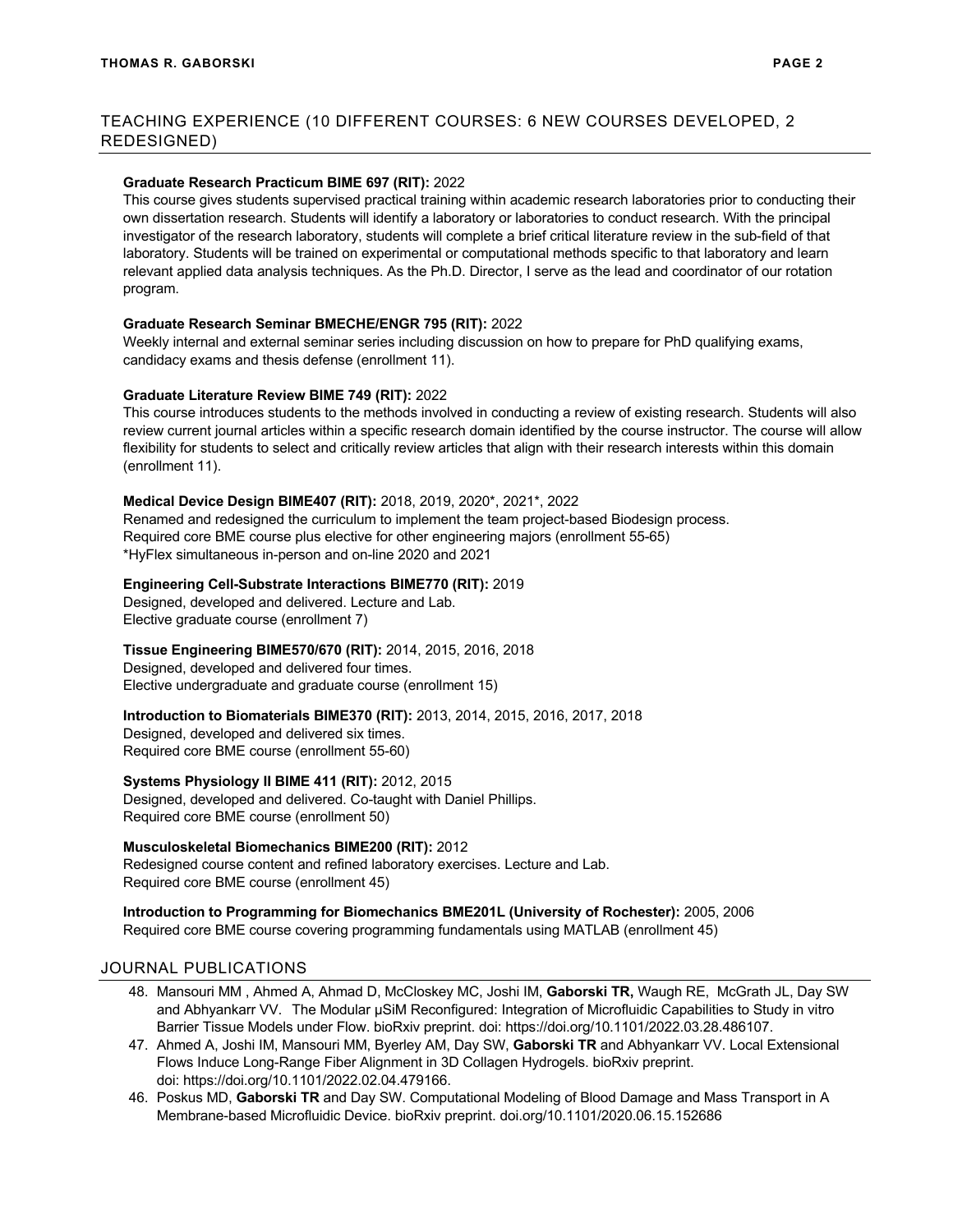## TEACHING EXPERIENCE (10 DIFFERENT COURSES: 6 NEW COURSES DEVELOPED, 2 REDESIGNED)

**Graduate Research Practicum BIME 697 (RIT):** 2022
This course gives students supervised practical training within academic research laboratories prior to conducting their own dissertation research. Students will identify a laboratory or laboratories to conduct research. With the principal investigator of the research laboratory, students will complete a brief critical literature review in the sub-field of that laboratory. Students will be trained on experimental or computational methods specific to that laboratory and learn relevant applied data analysis techniques. As the Ph.D. Director, I serve as the lead and coordinator of our rotation program.

**Graduate Research Seminar BMECHE/ENGR 795 (RIT):** 2022
Weekly internal and external seminar series including discussion on how to prepare for PhD qualifying exams, candidacy exams and thesis defense (enrollment 11).

**Graduate Literature Review BIME 749 (RIT):** 2022
This course introduces students to the methods involved in conducting a review of existing research. Students will also review current journal articles within a specific research domain identified by the course instructor. The course will allow flexibility for students to select and critically review articles that align with their research interests within this domain (enrollment 11).

**Medical Device Design BIME407 (RIT):** 2018, 2019, 2020*, 2021*, 2022
Renamed and redesigned the curriculum to implement the team project-based Biodesign process.
Required core BME course plus elective for other engineering majors (enrollment 55-65)
*HyFlex simultaneous in-person and on-line 2020 and 2021

**Engineering Cell-Substrate Interactions BIME770 (RIT):** 2019
Designed, developed and delivered. Lecture and Lab.
Elective graduate course (enrollment 7)

**Tissue Engineering BIME570/670 (RIT):** 2014, 2015, 2016, 2018
Designed, developed and delivered four times.
Elective undergraduate and graduate course (enrollment 15)

**Introduction to Biomaterials BIME370 (RIT):** 2013, 2014, 2015, 2016, 2017, 2018
Designed, developed and delivered six times.
Required core BME course (enrollment 55-60)

**Systems Physiology II BIME 411 (RIT):** 2012, 2015
Designed, developed and delivered. Co-taught with Daniel Phillips.
Required core BME course (enrollment 50)

**Musculoskeletal Biomechanics BIME200 (RIT):** 2012
Redesigned course content and refined laboratory exercises. Lecture and Lab.
Required core BME course (enrollment 45)

**Introduction to Programming for Biomechanics BME201L (University of Rochester):** 2005, 2006
Required core BME course covering programming fundamentals using MATLAB (enrollment 45)

## JOURNAL PUBLICATIONS

48. Mansouri MM , Ahmed A, Ahmad D, McCloskey MC, Joshi IM, **Gaborski TR,** Waugh RE, McGrath JL, Day SW and Abhyankarr VV. The Modular µSiM Reconfigured: Integration of Microfluidic Capabilities to Study in vitro Barrier Tissue Models under Flow. bioRxiv preprint. doi: https://doi.org/10.1101/2022.03.28.486107.
47. Ahmed A, Joshi IM, Mansouri MM, Byerley AM, Day SW, **Gaborski TR** and Abhyankarr VV. Local Extensional Flows Induce Long-Range Fiber Alignment in 3D Collagen Hydrogels. bioRxiv preprint. doi: https://doi.org/10.1101/2022.02.04.479166.
46. Poskus MD, **Gaborski TR** and Day SW. Computational Modeling of Blood Damage and Mass Transport in A Membrane-based Microfluidic Device. bioRxiv preprint. doi.org/10.1101/2020.06.15.152686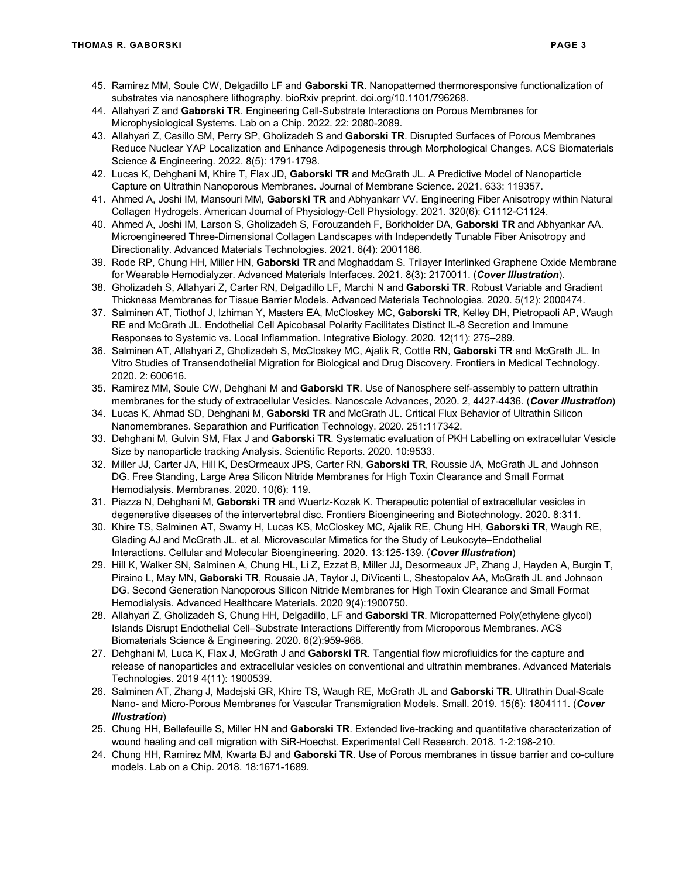45. Ramirez MM, Soule CW, Delgadillo LF and **Gaborski TR**. Nanopatterned thermoresponsive functionalization of substrates via nanosphere lithography. bioRxiv preprint. doi.org/10.1101/796268.
44. Allahyari Z and **Gaborski TR**. Engineering Cell-Substrate Interactions on Porous Membranes for Microphysiological Systems. Lab on a Chip. 2022. 22: 2080-2089.
43. Allahyari Z, Casillo SM, Perry SP, Gholizadeh S and **Gaborski TR**. Disrupted Surfaces of Porous Membranes Reduce Nuclear YAP Localization and Enhance Adipogenesis through Morphological Changes. ACS Biomaterials Science & Engineering. 2022. 8(5): 1791-1798.
42. Lucas K, Dehghani M, Khire T, Flax JD, **Gaborski TR** and McGrath JL. A Predictive Model of Nanoparticle Capture on Ultrathin Nanoporous Membranes. Journal of Membrane Science. 2021. 633: 119357.
41. Ahmed A, Joshi IM, Mansouri MM, **Gaborski TR** and Abhyankarr VV. Engineering Fiber Anisotropy within Natural Collagen Hydrogels. American Journal of Physiology-Cell Physiology. 2021. 320(6): C1112-C1124.
40. Ahmed A, Joshi IM, Larson S, Gholizadeh S, Forouzandeh F, Borkholder DA, **Gaborski TR** and Abhyankar AA. Microengineered Three-Dimensional Collagen Landscapes with Independetly Tunable Fiber Anisotropy and Directionality. Advanced Materials Technologies. 2021. 6(4): 2001186.
39. Rode RP, Chung HH, Miller HN, **Gaborski TR** and Moghaddam S. Trilayer Interlinked Graphene Oxide Membrane for Wearable Hemodialyzer. Advanced Materials Interfaces. 2021. 8(3): 2170011. (***Cover Illustration***).
38. Gholizadeh S, Allahyari Z, Carter RN, Delgadillo LF, Marchi N and **Gaborski TR**. Robust Variable and Gradient Thickness Membranes for Tissue Barrier Models. Advanced Materials Technologies. 2020. 5(12): 2000474.
37. Salminen AT, Tiothof J, Izhiman Y, Masters EA, McCloskey MC, **Gaborski TR**, Kelley DH, Pietropaoli AP, Waugh RE and McGrath JL. Endothelial Cell Apicobasal Polarity Facilitates Distinct IL-8 Secretion and Immune Responses to Systemic vs. Local Inflammation. Integrative Biology. 2020. 12(11): 275–289.
36. Salminen AT, Allahyari Z, Gholizadeh S, McCloskey MC, Ajalik R, Cottle RN, **Gaborski TR** and McGrath JL. In Vitro Studies of Transendothelial Migration for Biological and Drug Discovery. Frontiers in Medical Technology. 2020. 2: 600616.
35. Ramirez MM, Soule CW, Dehghani M and **Gaborski TR**. Use of Nanosphere self-assembly to pattern ultrathin membranes for the study of extracellular Vesicles. Nanoscale Advances, 2020. 2, 4427-4436. (***Cover Illustration***)
34. Lucas K, Ahmad SD, Dehghani M, **Gaborski TR** and McGrath JL. Critical Flux Behavior of Ultrathin Silicon Nanomembranes. Separathion and Purification Technology. 2020. 251:117342.
33. Dehghani M, Gulvin SM, Flax J and **Gaborski TR**. Systematic evaluation of PKH Labelling on extracellular Vesicle Size by nanoparticle tracking Analysis. Scientific Reports. 2020. 10:9533.
32. Miller JJ, Carter JA, Hill K, DesOrmeaux JPS, Carter RN, **Gaborski TR**, Roussie JA, McGrath JL and Johnson DG. Free Standing, Large Area Silicon Nitride Membranes for High Toxin Clearance and Small Format Hemodialysis. Membranes. 2020. 10(6): 119.
31. Piazza N, Dehghani M, **Gaborski TR** and Wuertz-Kozak K. Therapeutic potential of extracellular vesicles in degenerative diseases of the intervertebral disc. Frontiers Bioengineering and Biotechnology. 2020. 8:311.
30. Khire TS, Salminen AT, Swamy H, Lucas KS, McCloskey MC, Ajalik RE, Chung HH, **Gaborski TR**, Waugh RE, Glading AJ and McGrath JL. et al. Microvascular Mimetics for the Study of Leukocyte–Endothelial Interactions. Cellular and Molecular Bioengineering. 2020. 13:125-139. (***Cover Illustration***)
29. Hill K, Walker SN, Salminen A, Chung HL, Li Z, Ezzat B, Miller JJ, Desormeaux JP, Zhang J, Hayden A, Burgin T, Piraino L, May MN, **Gaborski TR**, Roussie JA, Taylor J, DiVicenti L, Shestopalov AA, McGrath JL and Johnson DG. Second Generation Nanoporous Silicon Nitride Membranes for High Toxin Clearance and Small Format Hemodialysis. Advanced Healthcare Materials. 2020 9(4):1900750.
28. Allahyari Z, Gholizadeh S, Chung HH, Delgadillo, LF and **Gaborski TR**. Micropatterned Poly(ethylene glycol) Islands Disrupt Endothelial Cell–Substrate Interactions Differently from Microporous Membranes. ACS Biomaterials Science & Engineering. 2020. 6(2):959-968.
27. Dehghani M, Luca K, Flax J, McGrath J and **Gaborski TR**. Tangential flow microfluidics for the capture and release of nanoparticles and extracellular vesicles on conventional and ultrathin membranes. Advanced Materials Technologies. 2019 4(11): 1900539.
26. Salminen AT, Zhang J, Madejski GR, Khire TS, Waugh RE, McGrath JL and **Gaborski TR**. Ultrathin Dual-Scale Nano- and Micro-Porous Membranes for Vascular Transmigration Models. Small. 2019. 15(6): 1804111. (***Cover Illustration***)
25. Chung HH, Bellefeuille S, Miller HN and **Gaborski TR**. Extended live-tracking and quantitative characterization of wound healing and cell migration with SiR-Hoechst. Experimental Cell Research. 2018. 1-2:198-210.
24. Chung HH, Ramirez MM, Kwarta BJ and **Gaborski TR**. Use of Porous membranes in tissue barrier and co-culture models. Lab on a Chip. 2018. 18:1671-1689.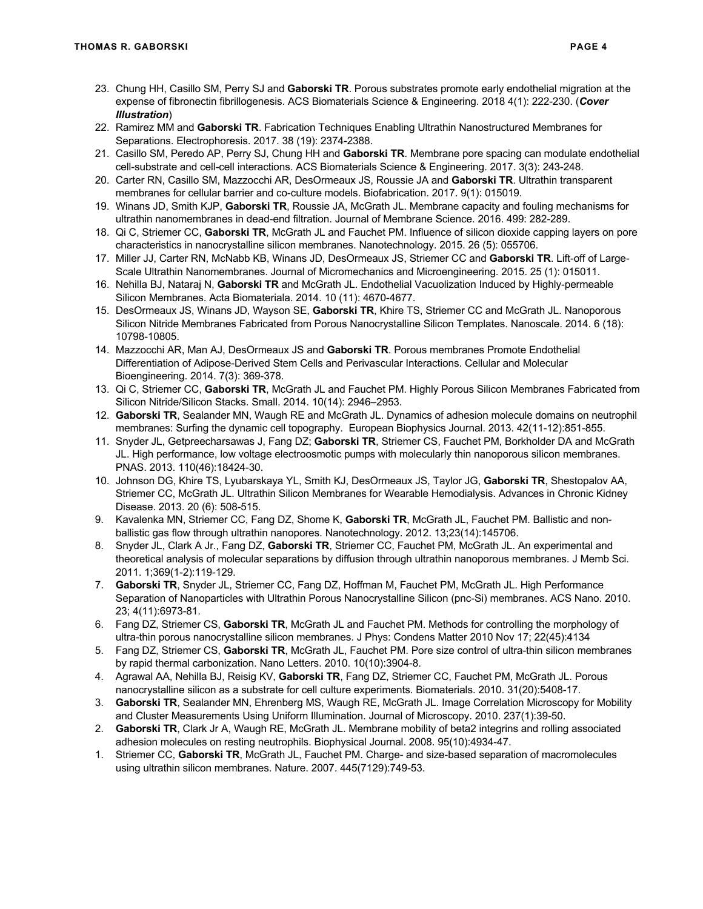23. Chung HH, Casillo SM, Perry SJ and **Gaborski TR**. Porous substrates promote early endothelial migration at the expense of fibronectin fibrillogenesis. ACS Biomaterials Science & Engineering. 2018 4(1): 222-230. (***Cover Illustration***)
22. Ramirez MM and **Gaborski TR**. Fabrication Techniques Enabling Ultrathin Nanostructured Membranes for Separations. Electrophoresis. 2017. 38 (19): 2374-2388.
21. Casillo SM, Peredo AP, Perry SJ, Chung HH and **Gaborski TR**. Membrane pore spacing can modulate endothelial cell-substrate and cell-cell interactions. ACS Biomaterials Science & Engineering. 2017. 3(3): 243-248.
20. Carter RN, Casillo SM, Mazzocchi AR, DesOrmeaux JS, Roussie JA and **Gaborski TR**. Ultrathin transparent membranes for cellular barrier and co-culture models. Biofabrication. 2017. 9(1): 015019.
19. Winans JD, Smith KJP, **Gaborski TR**, Roussie JA, McGrath JL. Membrane capacity and fouling mechanisms for ultrathin nanomembranes in dead-end filtration. Journal of Membrane Science. 2016. 499: 282-289.
18. Qi C, Striemer CC, **Gaborski TR**, McGrath JL and Fauchet PM. Influence of silicon dioxide capping layers on pore characteristics in nanocrystalline silicon membranes. Nanotechnology. 2015. 26 (5): 055706.
17. Miller JJ, Carter RN, McNabb KB, Winans JD, DesOrmeaux JS, Striemer CC and **Gaborski TR**. Lift-off of Large-Scale Ultrathin Nanomembranes. Journal of Micromechanics and Microengineering. 2015. 25 (1): 015011.
16. Nehilla BJ, Nataraj N, **Gaborski TR** and McGrath JL. Endothelial Vacuolization Induced by Highly-permeable Silicon Membranes. Acta Biomateriala. 2014. 10 (11): 4670-4677.
15. DesOrmeaux JS, Winans JD, Wayson SE, **Gaborski TR**, Khire TS, Striemer CC and McGrath JL. Nanoporous Silicon Nitride Membranes Fabricated from Porous Nanocrystalline Silicon Templates. Nanoscale. 2014. 6 (18): 10798-10805.
14. Mazzocchi AR, Man AJ, DesOrmeaux JS and **Gaborski TR**. Porous membranes Promote Endothelial Differentiation of Adipose-Derived Stem Cells and Perivascular Interactions. Cellular and Molecular Bioengineering. 2014. 7(3): 369-378.
13. Qi C, Striemer CC, **Gaborski TR**, McGrath JL and Fauchet PM. Highly Porous Silicon Membranes Fabricated from Silicon Nitride/Silicon Stacks. Small. 2014. 10(14): 2946–2953.
12. **Gaborski TR**, Sealander MN, Waugh RE and McGrath JL. Dynamics of adhesion molecule domains on neutrophil membranes: Surfing the dynamic cell topography. European Biophysics Journal. 2013. 42(11-12):851-855.
11. Snyder JL, Getpreecharsawas J, Fang DZ; **Gaborski TR**, Striemer CS, Fauchet PM, Borkholder DA and McGrath JL. High performance, low voltage electroosmotic pumps with molecularly thin nanoporous silicon membranes. PNAS. 2013. 110(46):18424-30.
10. Johnson DG, Khire TS, Lyubarskaya YL, Smith KJ, DesOrmeaux JS, Taylor JG, **Gaborski TR**, Shestopalov AA, Striemer CC, McGrath JL. Ultrathin Silicon Membranes for Wearable Hemodialysis. Advances in Chronic Kidney Disease. 2013. 20 (6): 508-515.
9. Kavalenka MN, Striemer CC, Fang DZ, Shome K, **Gaborski TR**, McGrath JL, Fauchet PM. Ballistic and non-ballistic gas flow through ultrathin nanopores. Nanotechnology. 2012. 13;23(14):145706.
8. Snyder JL, Clark A Jr., Fang DZ, **Gaborski TR**, Striemer CC, Fauchet PM, McGrath JL. An experimental and theoretical analysis of molecular separations by diffusion through ultrathin nanoporous membranes. J Memb Sci. 2011. 1;369(1-2):119-129.
7. **Gaborski TR**, Snyder JL, Striemer CC, Fang DZ, Hoffman M, Fauchet PM, McGrath JL. High Performance Separation of Nanoparticles with Ultrathin Porous Nanocrystalline Silicon (pnc-Si) membranes. ACS Nano. 2010. 23; 4(11):6973-81.
6. Fang DZ, Striemer CS, **Gaborski TR**, McGrath JL and Fauchet PM. Methods for controlling the morphology of ultra-thin porous nanocrystalline silicon membranes. J Phys: Condens Matter 2010 Nov 17; 22(45):4134
5. Fang DZ, Striemer CS, **Gaborski TR**, McGrath JL, Fauchet PM. Pore size control of ultra-thin silicon membranes by rapid thermal carbonization. Nano Letters. 2010. 10(10):3904-8.
4. Agrawal AA, Nehilla BJ, Reisig KV, **Gaborski TR**, Fang DZ, Striemer CC, Fauchet PM, McGrath JL. Porous nanocrystalline silicon as a substrate for cell culture experiments. Biomaterials. 2010. 31(20):5408-17.
3. **Gaborski TR**, Sealander MN, Ehrenberg MS, Waugh RE, McGrath JL. Image Correlation Microscopy for Mobility and Cluster Measurements Using Uniform Illumination. Journal of Microscopy. 2010. 237(1):39-50.
2. **Gaborski TR**, Clark Jr A, Waugh RE, McGrath JL. Membrane mobility of beta2 integrins and rolling associated adhesion molecules on resting neutrophils. Biophysical Journal. 2008. 95(10):4934-47.
1. Striemer CC, **Gaborski TR**, McGrath JL, Fauchet PM. Charge- and size-based separation of macromolecules using ultrathin silicon membranes. Nature. 2007. 445(7129):749-53.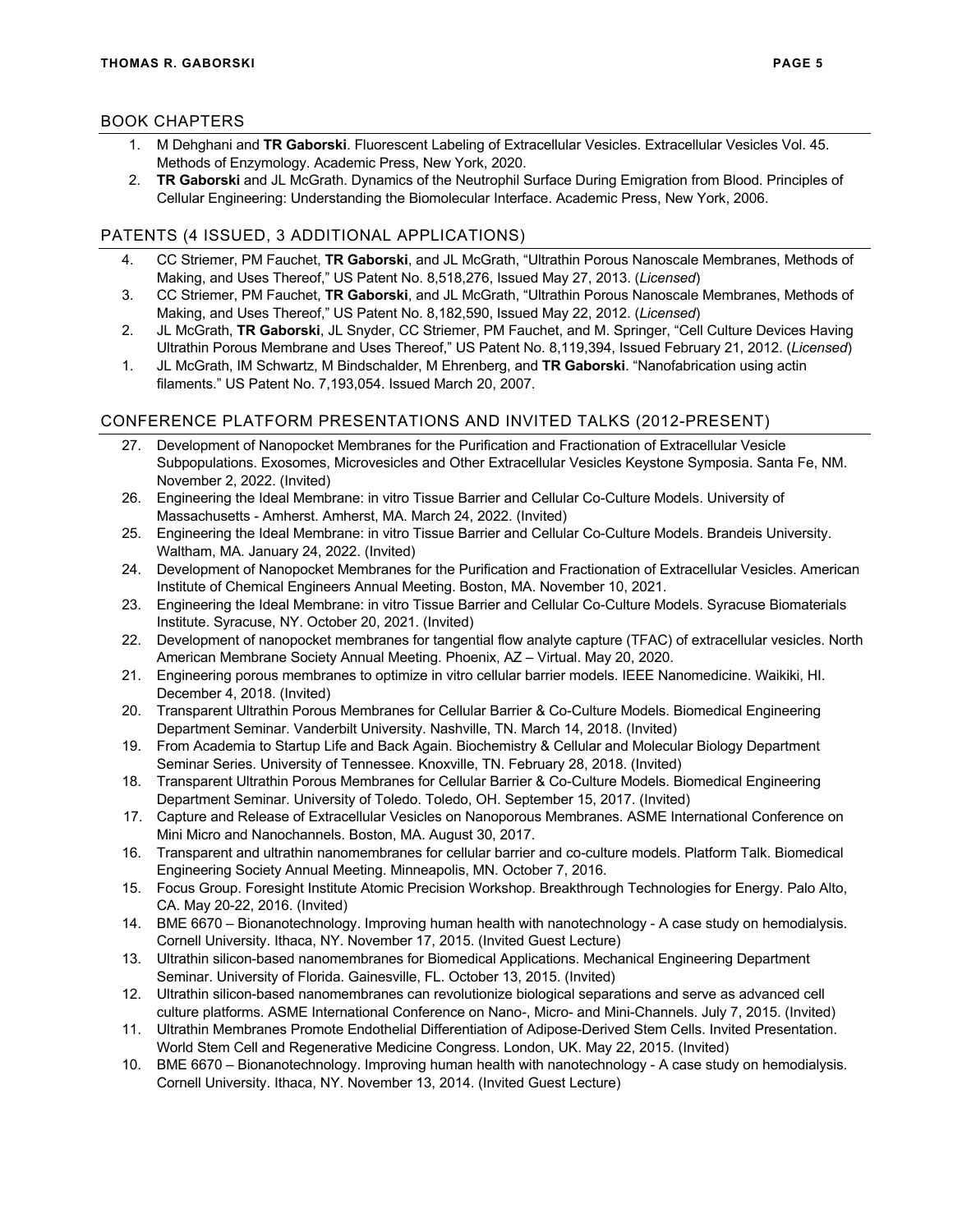## BOOK CHAPTERS

1. M Dehghani and **TR Gaborski**. Fluorescent Labeling of Extracellular Vesicles. Extracellular Vesicles Vol. 45. Methods of Enzymology. Academic Press, New York, 2020.
2. **TR Gaborski** and JL McGrath. Dynamics of the Neutrophil Surface During Emigration from Blood. Principles of Cellular Engineering: Understanding the Biomolecular Interface. Academic Press, New York, 2006.

## PATENTS (4 ISSUED, 3 ADDITIONAL APPLICATIONS)

4. CC Striemer, PM Fauchet, **TR Gaborski**, and JL McGrath, "Ultrathin Porous Nanoscale Membranes, Methods of Making, and Uses Thereof," US Patent No. 8,518,276, Issued May 27, 2013. (*Licensed*)
3. CC Striemer, PM Fauchet, **TR Gaborski**, and JL McGrath, "Ultrathin Porous Nanoscale Membranes, Methods of Making, and Uses Thereof," US Patent No. 8,182,590, Issued May 22, 2012. (*Licensed*)
2. JL McGrath, **TR Gaborski**, JL Snyder, CC Striemer, PM Fauchet, and M. Springer, "Cell Culture Devices Having Ultrathin Porous Membrane and Uses Thereof," US Patent No. 8,119,394, Issued February 21, 2012. (*Licensed*)
1. JL McGrath, IM Schwartz, M Bindschalder, M Ehrenberg, and **TR Gaborski**. "Nanofabrication using actin filaments." US Patent No. 7,193,054. Issued March 20, 2007.

## CONFERENCE PLATFORM PRESENTATIONS AND INVITED TALKS (2012-PRESENT)

27. Development of Nanopocket Membranes for the Purification and Fractionation of Extracellular Vesicle Subpopulations. Exosomes, Microvesicles and Other Extracellular Vesicles Keystone Symposia. Santa Fe, NM. November 2, 2022. (Invited)
26. Engineering the Ideal Membrane: in vitro Tissue Barrier and Cellular Co-Culture Models. University of Massachusetts - Amherst. Amherst, MA. March 24, 2022. (Invited)
25. Engineering the Ideal Membrane: in vitro Tissue Barrier and Cellular Co-Culture Models. Brandeis University. Waltham, MA. January 24, 2022. (Invited)
24. Development of Nanopocket Membranes for the Purification and Fractionation of Extracellular Vesicles. American Institute of Chemical Engineers Annual Meeting. Boston, MA. November 10, 2021.
23. Engineering the Ideal Membrane: in vitro Tissue Barrier and Cellular Co-Culture Models. Syracuse Biomaterials Institute. Syracuse, NY. October 20, 2021. (Invited)
22. Development of nanopocket membranes for tangential flow analyte capture (TFAC) of extracellular vesicles. North American Membrane Society Annual Meeting. Phoenix, AZ – Virtual. May 20, 2020.
21. Engineering porous membranes to optimize in vitro cellular barrier models. IEEE Nanomedicine. Waikiki, HI. December 4, 2018. (Invited)
20. Transparent Ultrathin Porous Membranes for Cellular Barrier & Co-Culture Models. Biomedical Engineering Department Seminar. Vanderbilt University. Nashville, TN. March 14, 2018. (Invited)
19. From Academia to Startup Life and Back Again. Biochemistry & Cellular and Molecular Biology Department Seminar Series. University of Tennessee. Knoxville, TN. February 28, 2018. (Invited)
18. Transparent Ultrathin Porous Membranes for Cellular Barrier & Co-Culture Models. Biomedical Engineering Department Seminar. University of Toledo. Toledo, OH. September 15, 2017. (Invited)
17. Capture and Release of Extracellular Vesicles on Nanoporous Membranes. ASME International Conference on Mini Micro and Nanochannels. Boston, MA. August 30, 2017.
16. Transparent and ultrathin nanomembranes for cellular barrier and co-culture models. Platform Talk. Biomedical Engineering Society Annual Meeting. Minneapolis, MN. October 7, 2016.
15. Focus Group. Foresight Institute Atomic Precision Workshop. Breakthrough Technologies for Energy. Palo Alto, CA. May 20-22, 2016. (Invited)
14. BME 6670 – Bionanotechnology. Improving human health with nanotechnology - A case study on hemodialysis. Cornell University. Ithaca, NY. November 17, 2015. (Invited Guest Lecture)
13. Ultrathin silicon-based nanomembranes for Biomedical Applications. Mechanical Engineering Department Seminar. University of Florida. Gainesville, FL. October 13, 2015. (Invited)
12. Ultrathin silicon-based nanomembranes can revolutionize biological separations and serve as advanced cell culture platforms. ASME International Conference on Nano-, Micro- and Mini-Channels. July 7, 2015. (Invited)
11. Ultrathin Membranes Promote Endothelial Differentiation of Adipose-Derived Stem Cells. Invited Presentation. World Stem Cell and Regenerative Medicine Congress. London, UK. May 22, 2015. (Invited)
10. BME 6670 – Bionanotechnology. Improving human health with nanotechnology - A case study on hemodialysis. Cornell University. Ithaca, NY. November 13, 2014. (Invited Guest Lecture)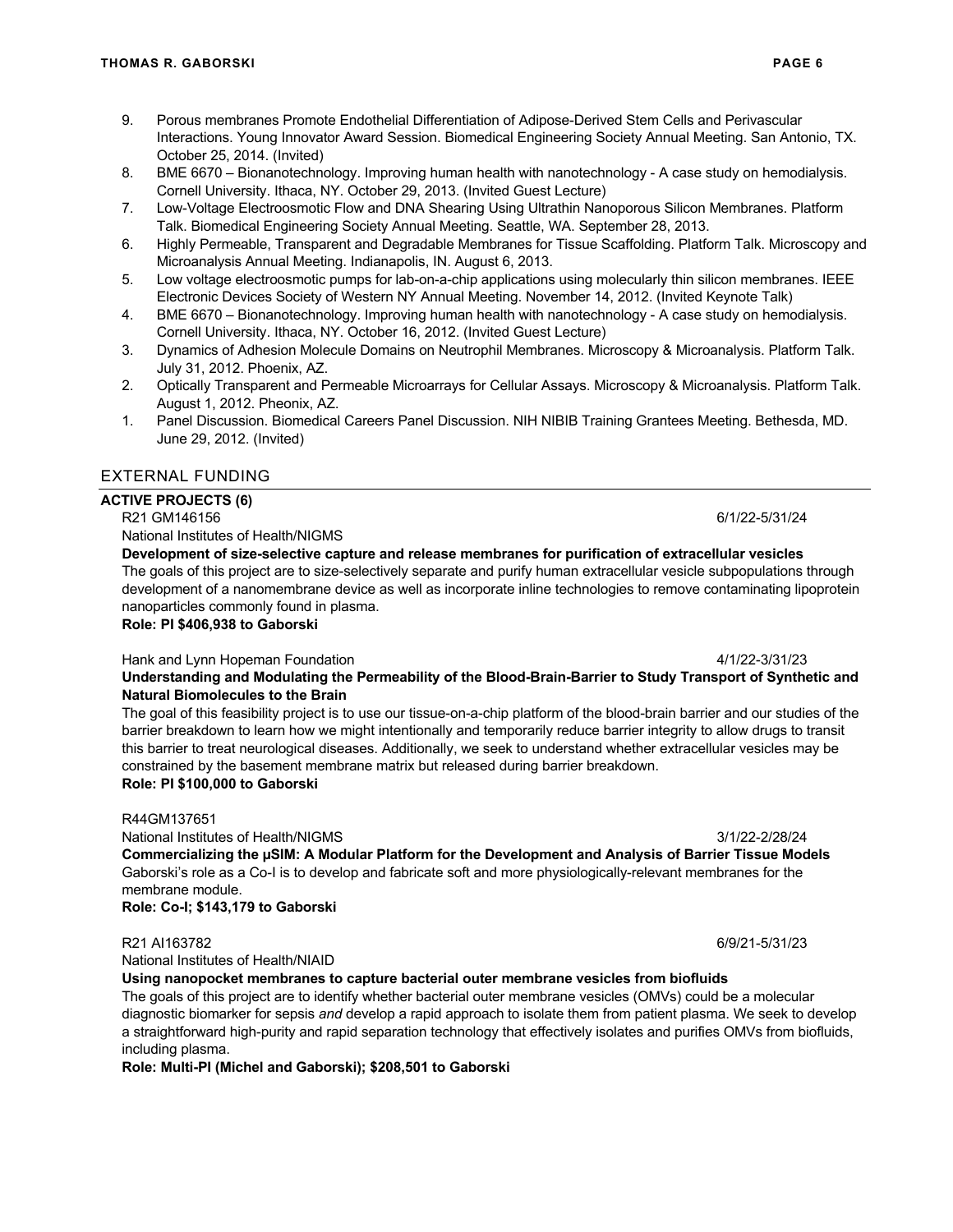9. Porous membranes Promote Endothelial Differentiation of Adipose-Derived Stem Cells and Perivascular Interactions. Young Innovator Award Session. Biomedical Engineering Society Annual Meeting. San Antonio, TX. October 25, 2014. (Invited)
8. BME 6670 – Bionanotechnology. Improving human health with nanotechnology - A case study on hemodialysis. Cornell University. Ithaca, NY. October 29, 2013. (Invited Guest Lecture)
7. Low-Voltage Electroosmotic Flow and DNA Shearing Using Ultrathin Nanoporous Silicon Membranes. Platform Talk. Biomedical Engineering Society Annual Meeting. Seattle, WA. September 28, 2013.
6. Highly Permeable, Transparent and Degradable Membranes for Tissue Scaffolding. Platform Talk. Microscopy and Microanalysis Annual Meeting. Indianapolis, IN. August 6, 2013.
5. Low voltage electroosmotic pumps for lab-on-a-chip applications using molecularly thin silicon membranes. IEEE Electronic Devices Society of Western NY Annual Meeting. November 14, 2012. (Invited Keynote Talk)
4. BME 6670 – Bionanotechnology. Improving human health with nanotechnology - A case study on hemodialysis. Cornell University. Ithaca, NY. October 16, 2012. (Invited Guest Lecture)
3. Dynamics of Adhesion Molecule Domains on Neutrophil Membranes. Microscopy & Microanalysis. Platform Talk. July 31, 2012. Phoenix, AZ.
2. Optically Transparent and Permeable Microarrays for Cellular Assays. Microscopy & Microanalysis. Platform Talk. August 1, 2012. Pheonix, AZ.
1. Panel Discussion. Biomedical Careers Panel Discussion. NIH NIBIB Training Grantees Meeting. Bethesda, MD. June 29, 2012. (Invited)

## EXTERNAL FUNDING

### ACTIVE PROJECTS (6)

R21 GM146156 — 6/1/22-5/31/24
National Institutes of Health/NIGMS
**Development of size-selective capture and release membranes for purification of extracellular vesicles**
The goals of this project are to size-selectively separate and purify human extracellular vesicle subpopulations through development of a nanomembrane device as well as incorporate inline technologies to remove contaminating lipoprotein nanoparticles commonly found in plasma.
**Role: PI $406,938 to Gaborski**

Hank and Lynn Hopeman Foundation — 4/1/22-3/31/23
**Understanding and Modulating the Permeability of the Blood-Brain-Barrier to Study Transport of Synthetic and Natural Biomolecules to the Brain**
The goal of this feasibility project is to use our tissue-on-a-chip platform of the blood-brain barrier and our studies of the barrier breakdown to learn how we might intentionally and temporarily reduce barrier integrity to allow drugs to transit this barrier to treat neurological diseases. Additionally, we seek to understand whether extracellular vesicles may be constrained by the basement membrane matrix but released during barrier breakdown.
**Role: PI $100,000 to Gaborski**

R44GM137651
National Institutes of Health/NIGMS — 3/1/22-2/28/24
**Commercializing the µSIM: A Modular Platform for the Development and Analysis of Barrier Tissue Models**
Gaborski's role as a Co-I is to develop and fabricate soft and more physiologically-relevant membranes for the membrane module.
**Role: Co-I; $143,179 to Gaborski**

R21 AI163782 — 6/9/21-5/31/23
National Institutes of Health/NIAID
**Using nanopocket membranes to capture bacterial outer membrane vesicles from biofluids**
The goals of this project are to identify whether bacterial outer membrane vesicles (OMVs) could be a molecular diagnostic biomarker for sepsis *and* develop a rapid approach to isolate them from patient plasma. We seek to develop a straightforward high-purity and rapid separation technology that effectively isolates and purifies OMVs from biofluids, including plasma.
**Role: Multi-PI (Michel and Gaborski); $208,501 to Gaborski**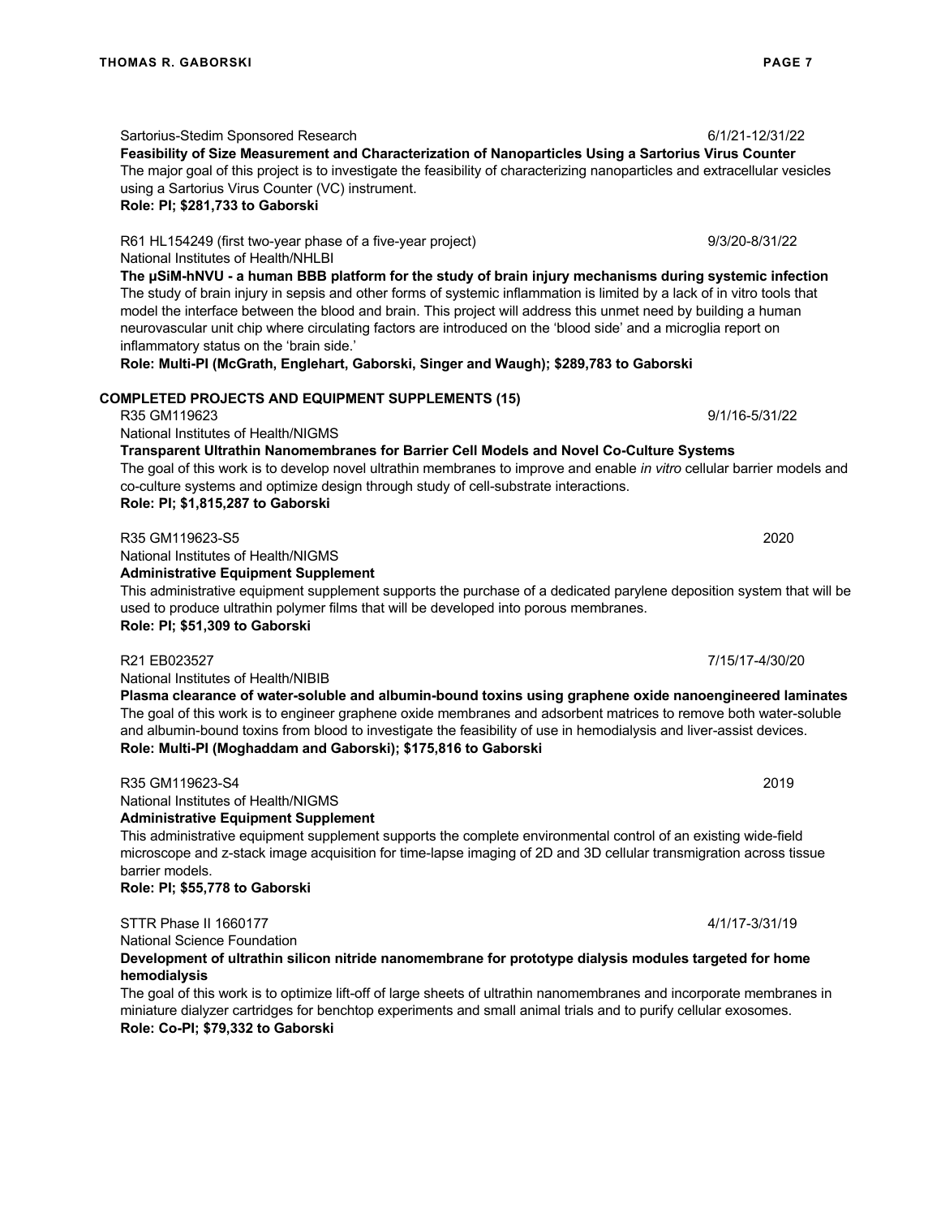Sartorius-Stedim Sponsored Research 6/1/21-12/31/22
**Feasibility of Size Measurement and Characterization of Nanoparticles Using a Sartorius Virus Counter**
The major goal of this project is to investigate the feasibility of characterizing nanoparticles and extracellular vesicles using a Sartorius Virus Counter (VC) instrument.
**Role: PI; $281,733 to Gaborski**

R61 HL154249 (first two-year phase of a five-year project) 9/3/20-8/31/22
National Institutes of Health/NHLBI
**The μSiM-hNVU - a human BBB platform for the study of brain injury mechanisms during systemic infection**
The study of brain injury in sepsis and other forms of systemic inflammation is limited by a lack of in vitro tools that model the interface between the blood and brain. This project will address this unmet need by building a human neurovascular unit chip where circulating factors are introduced on the 'blood side' and a microglia report on inflammatory status on the 'brain side.'
**Role: Multi-PI (McGrath, Englehart, Gaborski, Singer and Waugh); $289,783 to Gaborski**

## COMPLETED PROJECTS AND EQUIPMENT SUPPLEMENTS (15)

R35 GM119623 9/1/16-5/31/22
National Institutes of Health/NIGMS
**Transparent Ultrathin Nanomembranes for Barrier Cell Models and Novel Co-Culture Systems**
The goal of this work is to develop novel ultrathin membranes to improve and enable *in vitro* cellular barrier models and co-culture systems and optimize design through study of cell-substrate interactions.
**Role: PI; $1,815,287 to Gaborski**

R35 GM119623-S5 2020
National Institutes of Health/NIGMS
**Administrative Equipment Supplement**
This administrative equipment supplement supports the purchase of a dedicated parylene deposition system that will be used to produce ultrathin polymer films that will be developed into porous membranes.
**Role: PI; $51,309 to Gaborski**

R21 EB023527 7/15/17-4/30/20
National Institutes of Health/NIBIB
**Plasma clearance of water-soluble and albumin-bound toxins using graphene oxide nanoengineered laminates**
The goal of this work is to engineer graphene oxide membranes and adsorbent matrices to remove both water-soluble and albumin-bound toxins from blood to investigate the feasibility of use in hemodialysis and liver-assist devices.
**Role: Multi-PI (Moghaddam and Gaborski); $175,816 to Gaborski**

R35 GM119623-S4 2019
National Institutes of Health/NIGMS
**Administrative Equipment Supplement**
This administrative equipment supplement supports the complete environmental control of an existing wide-field microscope and z-stack image acquisition for time-lapse imaging of 2D and 3D cellular transmigration across tissue barrier models.
**Role: PI; $55,778 to Gaborski**

STTR Phase II 1660177 4/1/17-3/31/19
National Science Foundation
**Development of ultrathin silicon nitride nanomembrane for prototype dialysis modules targeted for home hemodialysis**
The goal of this work is to optimize lift-off of large sheets of ultrathin nanomembranes and incorporate membranes in miniature dialyzer cartridges for benchtop experiments and small animal trials and to purify cellular exosomes.
**Role: Co-PI; $79,332 to Gaborski**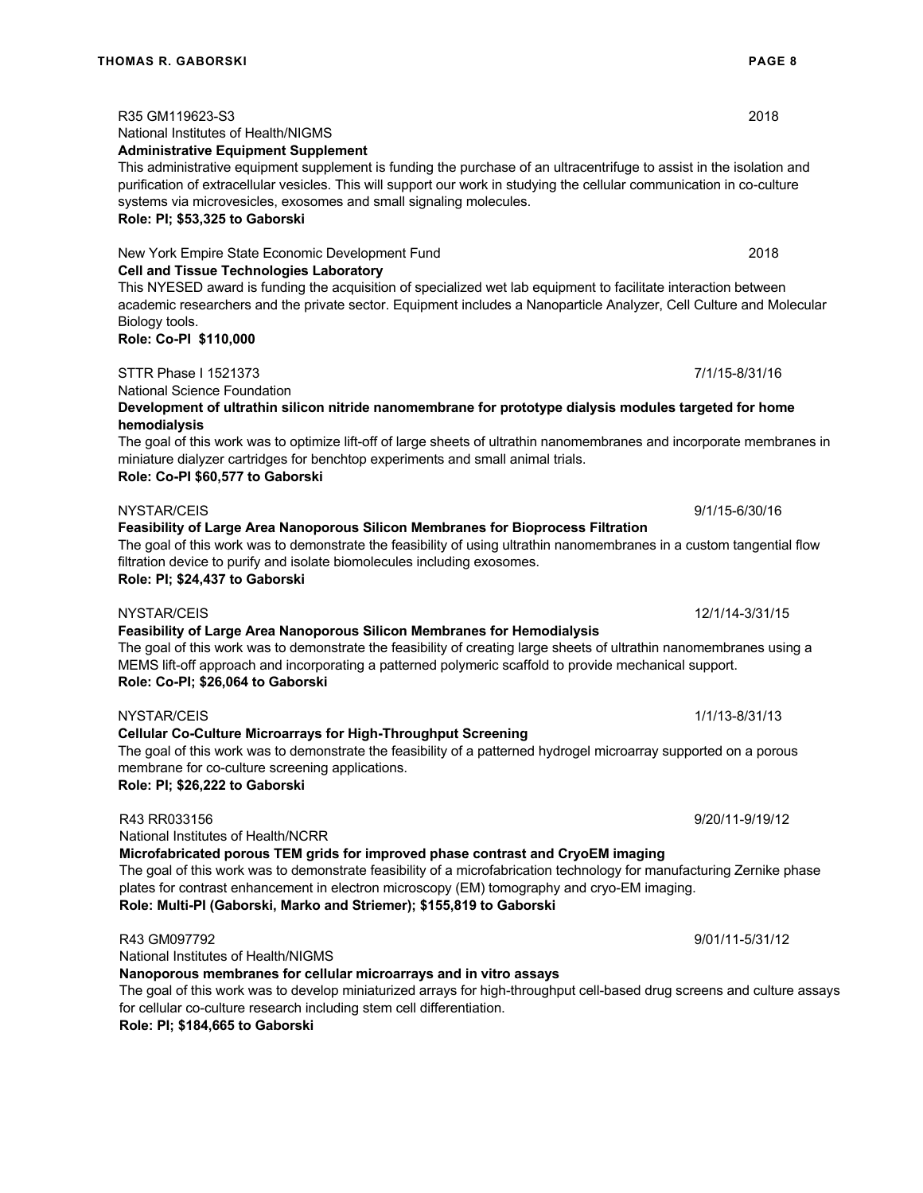R35 GM119623-S3 2018
National Institutes of Health/NIGMS
**Administrative Equipment Supplement**
This administrative equipment supplement is funding the purchase of an ultracentrifuge to assist in the isolation and purification of extracellular vesicles. This will support our work in studying the cellular communication in co-culture systems via microvesicles, exosomes and small signaling molecules.
**Role: PI; $53,325 to Gaborski**

New York Empire State Economic Development Fund 2018
**Cell and Tissue Technologies Laboratory**
This NYESED award is funding the acquisition of specialized wet lab equipment to facilitate interaction between academic researchers and the private sector. Equipment includes a Nanoparticle Analyzer, Cell Culture and Molecular Biology tools.
**Role: Co-PI $110,000**

STTR Phase I 1521373 7/1/15-8/31/16
National Science Foundation
**Development of ultrathin silicon nitride nanomembrane for prototype dialysis modules targeted for home hemodialysis**
The goal of this work was to optimize lift-off of large sheets of ultrathin nanomembranes and incorporate membranes in miniature dialyzer cartridges for benchtop experiments and small animal trials.
**Role: Co-PI $60,577 to Gaborski**

NYSTAR/CEIS 9/1/15-6/30/16
**Feasibility of Large Area Nanoporous Silicon Membranes for Bioprocess Filtration**
The goal of this work was to demonstrate the feasibility of using ultrathin nanomembranes in a custom tangential flow filtration device to purify and isolate biomolecules including exosomes.
**Role: PI; $24,437 to Gaborski**

NYSTAR/CEIS 12/1/14-3/31/15
**Feasibility of Large Area Nanoporous Silicon Membranes for Hemodialysis**
The goal of this work was to demonstrate the feasibility of creating large sheets of ultrathin nanomembranes using a MEMS lift-off approach and incorporating a patterned polymeric scaffold to provide mechanical support.
**Role: Co-PI; $26,064 to Gaborski**

NYSTAR/CEIS 1/1/13-8/31/13
**Cellular Co-Culture Microarrays for High-Throughput Screening**
The goal of this work was to demonstrate the feasibility of a patterned hydrogel microarray supported on a porous membrane for co-culture screening applications.
**Role: PI; $26,222 to Gaborski**

R43 RR033156 9/20/11-9/19/12
National Institutes of Health/NCRR
**Microfabricated porous TEM grids for improved phase contrast and CryoEM imaging**
The goal of this work was to demonstrate feasibility of a microfabrication technology for manufacturing Zernike phase plates for contrast enhancement in electron microscopy (EM) tomography and cryo-EM imaging.
**Role: Multi-PI (Gaborski, Marko and Striemer); $155,819 to Gaborski**

R43 GM097792 9/01/11-5/31/12
National Institutes of Health/NIGMS
**Nanoporous membranes for cellular microarrays and in vitro assays**
The goal of this work was to develop miniaturized arrays for high-throughput cell-based drug screens and culture assays for cellular co-culture research including stem cell differentiation.
**Role: PI; $184,665 to Gaborski**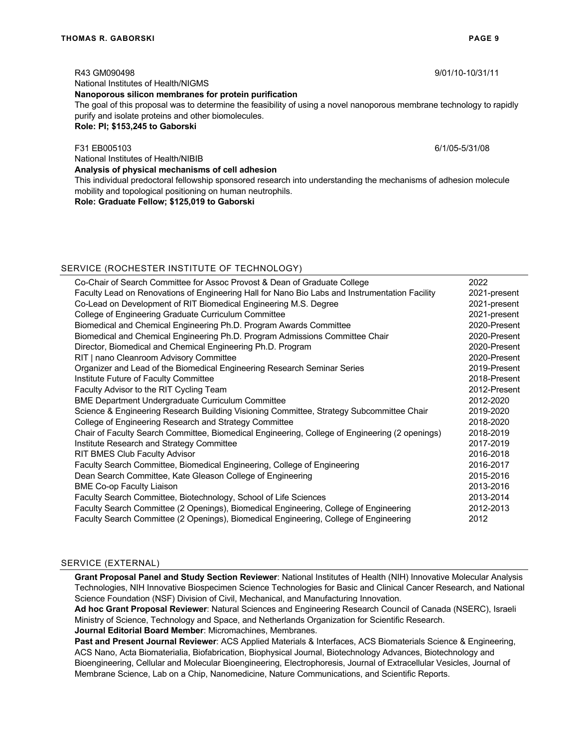R43 GM090498 9/01/10-10/31/11
National Institutes of Health/NIGMS
**Nanoporous silicon membranes for protein purification**
The goal of this proposal was to determine the feasibility of using a novel nanoporous membrane technology to rapidly purify and isolate proteins and other biomolecules.
**Role: PI; $153,245 to Gaborski**

F31 EB005103 6/1/05-5/31/08
National Institutes of Health/NIBIB
**Analysis of physical mechanisms of cell adhesion**
This individual predoctoral fellowship sponsored research into understanding the mechanisms of adhesion molecule mobility and topological positioning on human neutrophils.
**Role: Graduate Fellow; $125,019 to Gaborski**

## SERVICE (ROCHESTER INSTITUTE OF TECHNOLOGY)

| | |
|---|---|
| Co-Chair of Search Committee for Assoc Provost & Dean of Graduate College | 2022 |
| Faculty Lead on Renovations of Engineering Hall for Nano Bio Labs and Instrumentation Facility | 2021-present |
| Co-Lead on Development of RIT Biomedical Engineering M.S. Degree | 2021-present |
| College of Engineering Graduate Curriculum Committee | 2021-present |
| Biomedical and Chemical Engineering Ph.D. Program Awards Committee | 2020-Present |
| Biomedical and Chemical Engineering Ph.D. Program Admissions Committee Chair | 2020-Present |
| Director, Biomedical and Chemical Engineering Ph.D. Program | 2020-Present |
| RIT \| nano Cleanroom Advisory Committee | 2020-Present |
| Organizer and Lead of the Biomedical Engineering Research Seminar Series | 2019-Present |
| Institute Future of Faculty Committee | 2018-Present |
| Faculty Advisor to the RIT Cycling Team | 2012-Present |
| BME Department Undergraduate Curriculum Committee | 2012-2020 |
| Science & Engineering Research Building Visioning Committee, Strategy Subcommittee Chair | 2019-2020 |
| College of Engineering Research and Strategy Committee | 2018-2020 |
| Chair of Faculty Search Committee, Biomedical Engineering, College of Engineering (2 openings) | 2018-2019 |
| Institute Research and Strategy Committee | 2017-2019 |
| RIT BMES Club Faculty Advisor | 2016-2018 |
| Faculty Search Committee, Biomedical Engineering, College of Engineering | 2016-2017 |
| Dean Search Committee, Kate Gleason College of Engineering | 2015-2016 |
| BME Co-op Faculty Liaison | 2013-2016 |
| Faculty Search Committee, Biotechnology, School of Life Sciences | 2013-2014 |
| Faculty Search Committee (2 Openings), Biomedical Engineering, College of Engineering | 2012-2013 |
| Faculty Search Committee (2 Openings), Biomedical Engineering, College of Engineering | 2012 |

## SERVICE (EXTERNAL)

**Grant Proposal Panel and Study Section Reviewer**: National Institutes of Health (NIH) Innovative Molecular Analysis Technologies, NIH Innovative Biospecimen Science Technologies for Basic and Clinical Cancer Research, and National Science Foundation (NSF) Division of Civil, Mechanical, and Manufacturing Innovation.
**Ad hoc Grant Proposal Reviewer**: Natural Sciences and Engineering Research Council of Canada (NSERC), Israeli Ministry of Science, Technology and Space, and Netherlands Organization for Scientific Research.
**Journal Editorial Board Member**: Micromachines, Membranes.
**Past and Present Journal Reviewer**: ACS Applied Materials & Interfaces, ACS Biomaterials Science & Engineering, ACS Nano, Acta Biomaterialia, Biofabrication, Biophysical Journal, Biotechnology Advances, Biotechnology and Bioengineering, Cellular and Molecular Bioengineering, Electrophoresis, Journal of Extracellular Vesicles, Journal of Membrane Science, Lab on a Chip, Nanomedicine, Nature Communications, and Scientific Reports.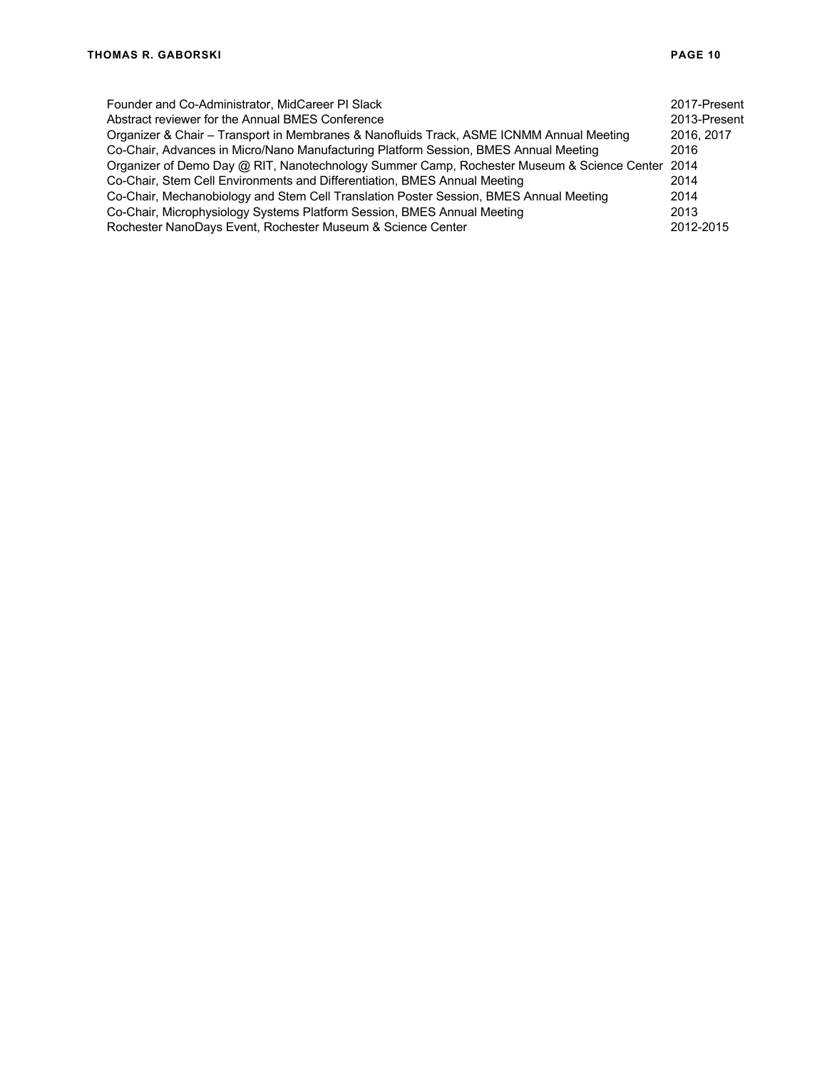| | |
|---|---|
| Founder and Co-Administrator, MidCareer PI Slack | 2017-Present |
| Abstract reviewer for the Annual BMES Conference | 2013-Present |
| Organizer & Chair – Transport in Membranes & Nanofluids Track, ASME ICNMM Annual Meeting | 2016, 2017 |
| Co-Chair, Advances in Micro/Nano Manufacturing Platform Session, BMES Annual Meeting | 2016 |
| Organizer of Demo Day @ RIT, Nanotechnology Summer Camp, Rochester Museum & Science Center | 2014 |
| Co-Chair, Stem Cell Environments and Differentiation, BMES Annual Meeting | 2014 |
| Co-Chair, Mechanobiology and Stem Cell Translation Poster Session, BMES Annual Meeting | 2014 |
| Co-Chair, Microphysiology Systems Platform Session, BMES Annual Meeting | 2013 |
| Rochester NanoDays Event, Rochester Museum & Science Center | 2012-2015 |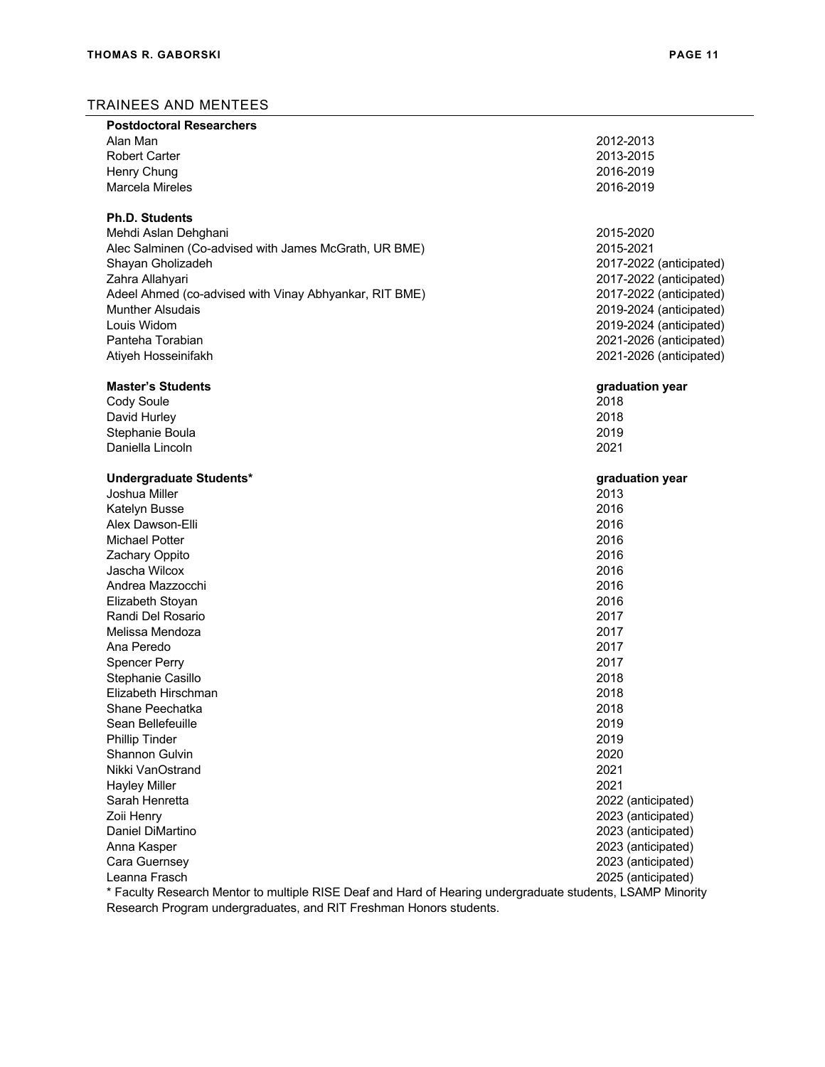## TRAINEES AND MENTEES

| | |
|---|---|
| **Postdoctoral Researchers** | |
| Alan Man | 2012-2013 |
| Robert Carter | 2013-2015 |
| Henry Chung | 2016-2019 |
| Marcela Mireles | 2016-2019 |

| | |
|---|---|
| **Ph.D. Students** | |
| Mehdi Aslan Dehghani | 2015-2020 |
| Alec Salminen (Co-advised with James McGrath, UR BME) | 2015-2021 |
| Shayan Gholizadeh | 2017-2022 (anticipated) |
| Zahra Allahyari | 2017-2022 (anticipated) |
| Adeel Ahmed (co-advised with Vinay Abhyankar, RIT BME) | 2017-2022 (anticipated) |
| Munther Alsudais | 2019-2024 (anticipated) |
| Louis Widom | 2019-2024 (anticipated) |
| Panteha Torabian | 2021-2026 (anticipated) |
| Atiyeh Hosseinifakh | 2021-2026 (anticipated) |

| **Master's Students** | **graduation year** |
|---|---|
| Cody Soule | 2018 |
| David Hurley | 2018 |
| Stephanie Boula | 2019 |
| Daniella Lincoln | 2021 |

| **Undergraduate Students*** | **graduation year** |
|---|---|
| Joshua Miller | 2013 |
| Katelyn Busse | 2016 |
| Alex Dawson-Elli | 2016 |
| Michael Potter | 2016 |
| Zachary Oppito | 2016 |
| Jascha Wilcox | 2016 |
| Andrea Mazzocchi | 2016 |
| Elizabeth Stoyan | 2016 |
| Randi Del Rosario | 2017 |
| Melissa Mendoza | 2017 |
| Ana Peredo | 2017 |
| Spencer Perry | 2017 |
| Stephanie Casillo | 2018 |
| Elizabeth Hirschman | 2018 |
| Shane Peechatka | 2018 |
| Sean Bellefeuille | 2019 |
| Phillip Tinder | 2019 |
| Shannon Gulvin | 2020 |
| Nikki VanOstrand | 2021 |
| Hayley Miller | 2021 |
| Sarah Henretta | 2022 (anticipated) |
| Zoii Henry | 2023 (anticipated) |
| Daniel DiMartino | 2023 (anticipated) |
| Anna Kasper | 2023 (anticipated) |
| Cara Guernsey | 2023 (anticipated) |
| Leanna Frasch | 2025 (anticipated) |

* Faculty Research Mentor to multiple RISE Deaf and Hard of Hearing undergraduate students, LSAMP Minority Research Program undergraduates, and RIT Freshman Honors students.